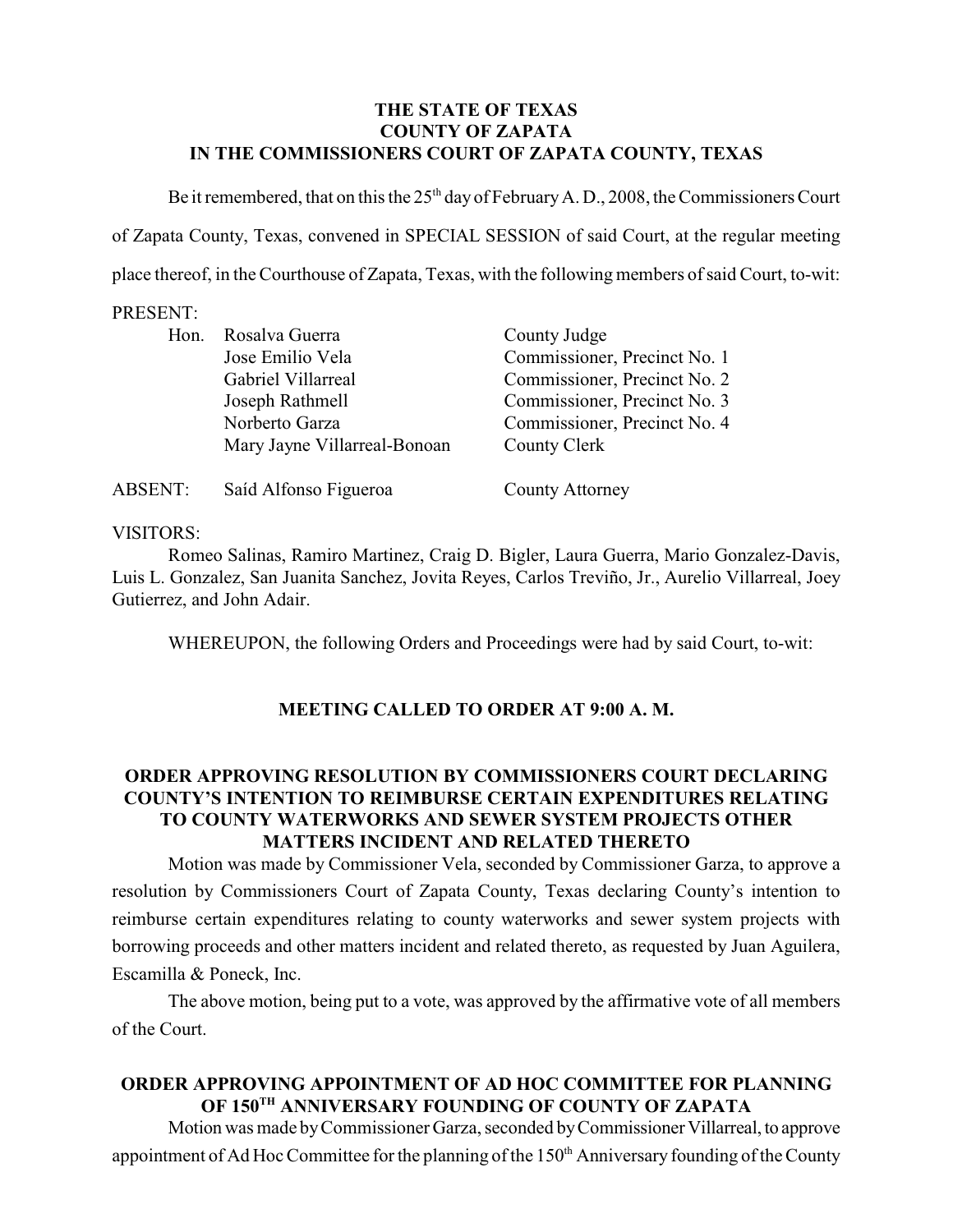**THE STATE OF TEXAS**
**COUNTY OF ZAPATA**
**IN THE COMMISSIONERS COURT OF ZAPATA COUNTY, TEXAS**

Be it remembered, that on this the 25th day of February A. D., 2008, the Commissioners Court of Zapata County, Texas, convened in SPECIAL SESSION of said Court, at the regular meeting place thereof, in the Courthouse of Zapata, Texas, with the following members of said Court, to-wit:

PRESENT:

| | | |
|---|---|---|
| Hon. | Rosalva Guerra | County Judge |
| | Jose Emilio Vela | Commissioner, Precinct No. 1 |
| | Gabriel Villarreal | Commissioner, Precinct No. 2 |
| | Joseph Rathmell | Commissioner, Precinct No. 3 |
| | Norberto Garza | Commissioner, Precinct No. 4 |
| | Mary Jayne Villarreal-Bonoan | County Clerk |
| ABSENT: | Saíd Alfonso Figueroa | County Attorney |

VISITORS:

Romeo Salinas, Ramiro Martinez, Craig D. Bigler, Laura Guerra, Mario Gonzalez-Davis, Luis L. Gonzalez, San Juanita Sanchez, Jovita Reyes, Carlos Treviño, Jr., Aurelio Villarreal, Joey Gutierrez, and John Adair.

WHEREUPON, the following Orders and Proceedings were had by said Court, to-wit:

**MEETING CALLED TO ORDER AT 9:00 A. M.**

**ORDER APPROVING RESOLUTION BY COMMISSIONERS COURT DECLARING COUNTY'S INTENTION TO REIMBURSE CERTAIN EXPENDITURES RELATING TO COUNTY WATERWORKS AND SEWER SYSTEM PROJECTS OTHER MATTERS INCIDENT AND RELATED THERETO**

Motion was made by Commissioner Vela, seconded by Commissioner Garza, to approve a resolution by Commissioners Court of Zapata County, Texas declaring County's intention to reimburse certain expenditures relating to county waterworks and sewer system projects with borrowing proceeds and other matters incident and related thereto, as requested by Juan Aguilera, Escamilla & Poneck, Inc.

The above motion, being put to a vote, was approved by the affirmative vote of all members of the Court.

**ORDER APPROVING APPOINTMENT OF AD HOC COMMITTEE FOR PLANNING OF 150TH ANNIVERSARY FOUNDING OF COUNTY OF ZAPATA**

Motion was made by Commissioner Garza, seconded by Commissioner Villarreal, to approve appointment of Ad Hoc Committee for the planning of the 150th Anniversary founding of the County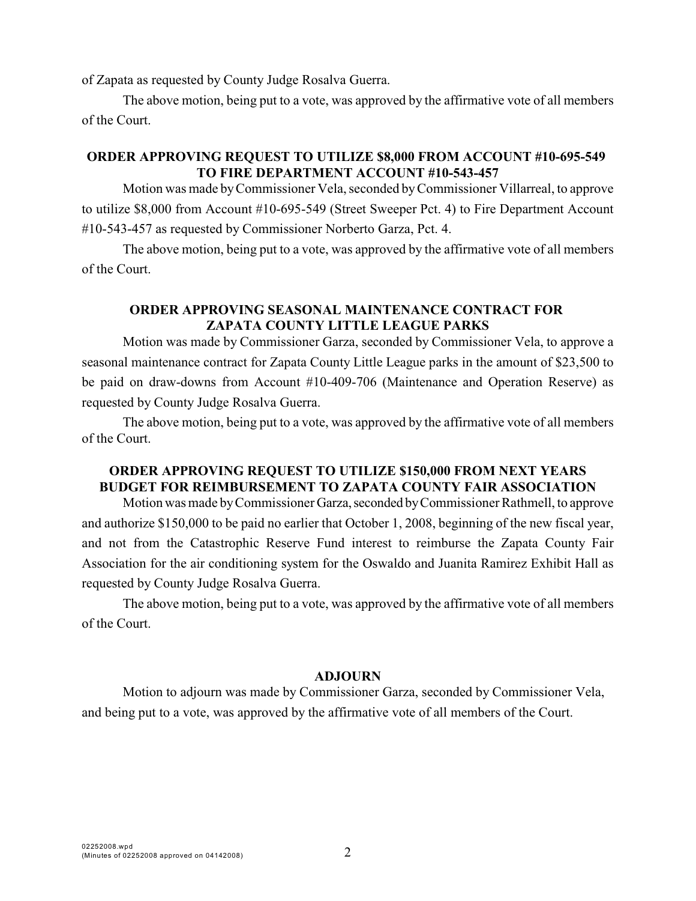of Zapata as requested by County Judge Rosalva Guerra.

The above motion, being put to a vote, was approved by the affirmative vote of all members of the Court.

**ORDER APPROVING REQUEST TO UTILIZE $8,000 FROM ACCOUNT #10-695-549 TO FIRE DEPARTMENT ACCOUNT #10-543-457**

Motion was made by Commissioner Vela, seconded by Commissioner Villarreal, to approve to utilize $8,000 from Account #10-695-549 (Street Sweeper Pct. 4) to Fire Department Account #10-543-457 as requested by Commissioner Norberto Garza, Pct. 4.

The above motion, being put to a vote, was approved by the affirmative vote of all members of the Court.

**ORDER APPROVING SEASONAL MAINTENANCE CONTRACT FOR ZAPATA COUNTY LITTLE LEAGUE PARKS**

Motion was made by Commissioner Garza, seconded by Commissioner Vela, to approve a seasonal maintenance contract for Zapata County Little League parks in the amount of $23,500 to be paid on draw-downs from Account #10-409-706 (Maintenance and Operation Reserve) as requested by County Judge Rosalva Guerra.

The above motion, being put to a vote, was approved by the affirmative vote of all members of the Court.

**ORDER APPROVING REQUEST TO UTILIZE $150,000 FROM NEXT YEARS BUDGET FOR REIMBURSEMENT TO ZAPATA COUNTY FAIR ASSOCIATION**

Motion was made by Commissioner Garza, seconded by Commissioner Rathmell, to approve and authorize $150,000 to be paid no earlier that October 1, 2008, beginning of the new fiscal year, and not from the Catastrophic Reserve Fund interest to reimburse the Zapata County Fair Association for the air conditioning system for the Oswaldo and Juanita Ramirez Exhibit Hall as requested by County Judge Rosalva Guerra.

The above motion, being put to a vote, was approved by the affirmative vote of all members of the Court.

**ADJOURN**

Motion to adjourn was made by Commissioner Garza, seconded by Commissioner Vela, and being put to a vote, was approved by the affirmative vote of all members of the Court.

02252008.wpd
(Minutes of 02252008 approved on 04142008)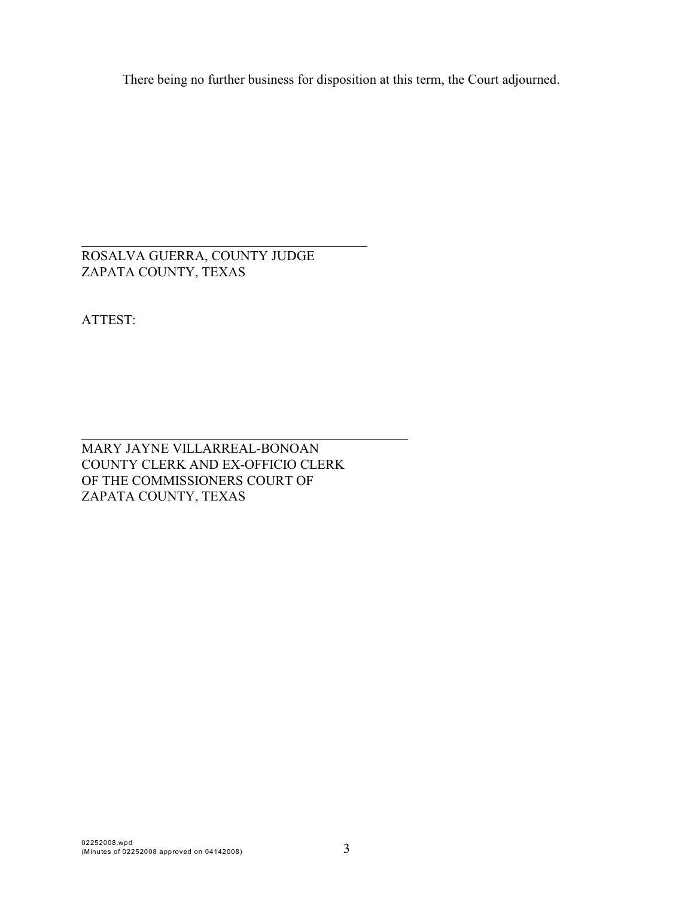There being no further business for disposition at this term, the Court adjourned.

\_\_\_\_\_\_\_\_\_\_\_\_\_\_\_\_\_\_\_\_\_\_\_\_\_\_\_\_\_\_\_\_\_\_\_\_\_\_

ROSALVA GUERRA, COUNTY JUDGE
ZAPATA COUNTY, TEXAS

ATTEST:

\_\_\_\_\_\_\_\_\_\_\_\_\_\_\_\_\_\_\_\_\_\_\_\_\_\_\_\_\_\_\_\_\_\_\_\_\_\_\_\_\_\_\_\_

MARY JAYNE VILLARREAL-BONOAN
COUNTY CLERK AND EX-OFFICIO CLERK
OF THE COMMISSIONERS COURT OF
ZAPATA COUNTY, TEXAS

02252008.wpd
(Minutes of 02252008 approved on 04142008)